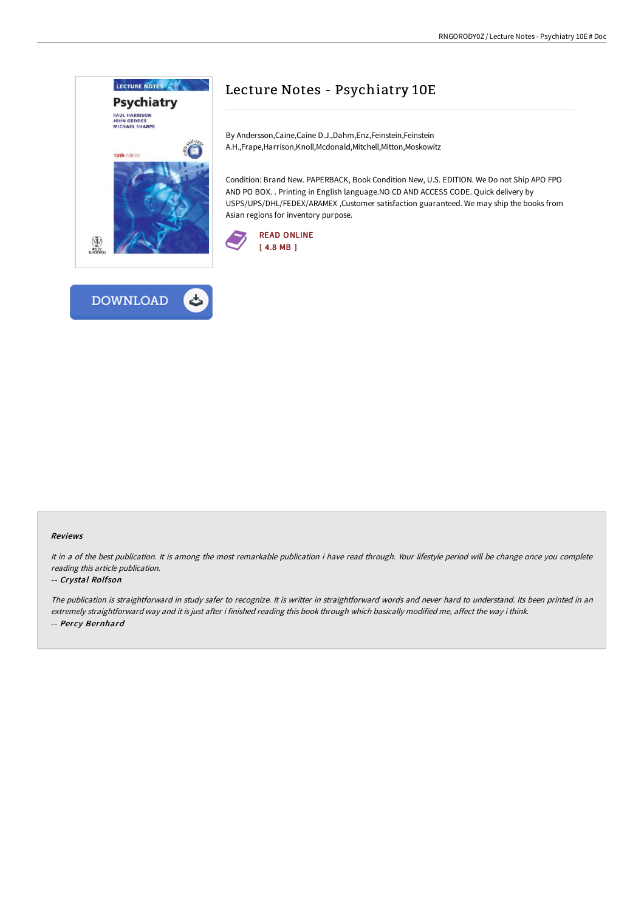# Lecture Notes - Psychiatry 10E

By Andersson,Caine,Caine D.J.,Dahm,Enz,Feinstein,Feinstein A.H.,Frape,Harrison,Knoll,Mcdonald,Mitchell,Mitton,Moskowitz

Condition: Brand New. PAPERBACK, Book Condition New, U.S. EDITION. We Do not Ship APO FPO AND PO BOX. . Printing in English language.NO CD AND ACCESS CODE. Quick delivery by USPS/UPS/DHL/FEDEX/ARAMEX ,Customer satisfaction guaranteed. We may ship the books from Asian regions for inventory purpose.

READ ONLINE
[ 4.8 MB ]

DOWNLOAD

### Reviews

*It in a of the best publication. It is among the most remarkable publication i have read through. Your lifestyle period will be change once you complete reading this article publication.*

*-- Crystal Rolfson*

*The publication is straightforward in study safer to recognize. It is writter in straightforward words and never hard to understand. Its been printed in an extremely straightforward way and it is just after i finished reading this book through which basically modified me, affect the way i think.*

*-- Percy Bernhard*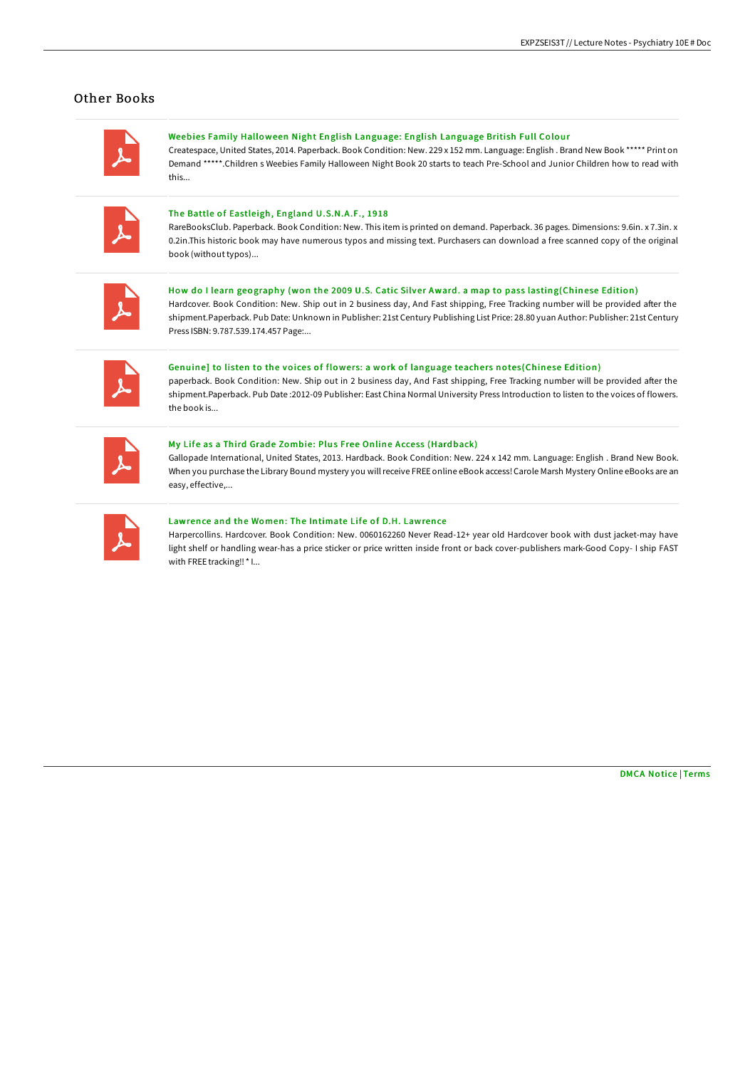## Other Books

### Weebies Family Halloween Night English Language: English Language British Full Colour

Createspace, United States, 2014. Paperback. Book Condition: New. 229 x 152 mm. Language: English . Brand New Book ***** Print on Demand *****.Children s Weebies Family Halloween Night Book 20 starts to teach Pre-School and Junior Children how to read with this...

### The Battle of Eastleigh, England U.S.N.A.F., 1918

RareBooksClub. Paperback. Book Condition: New. This item is printed on demand. Paperback. 36 pages. Dimensions: 9.6in. x 7.3in. x 0.2in.This historic book may have numerous typos and missing text. Purchasers can download a free scanned copy of the original book (without typos)...

### How do I learn geography (won the 2009 U.S. Catic Silver Award. a map to pass lasting(Chinese Edition)

Hardcover. Book Condition: New. Ship out in 2 business day, And Fast shipping, Free Tracking number will be provided after the shipment.Paperback. Pub Date: Unknown in Publisher: 21st Century Publishing List Price: 28.80 yuan Author: Publisher: 21st Century Press ISBN: 9.787.539.174.457 Page:...

### Genuine] to listen to the voices of flowers: a work of language teachers notes(Chinese Edition)

paperback. Book Condition: New. Ship out in 2 business day, And Fast shipping, Free Tracking number will be provided after the shipment.Paperback. Pub Date :2012-09 Publisher: East China Normal University Press Introduction to listen to the voices of flowers. the book is...

### My Life as a Third Grade Zombie: Plus Free Online Access (Hardback)

Gallopade International, United States, 2013. Hardback. Book Condition: New. 224 x 142 mm. Language: English . Brand New Book. When you purchase the Library Bound mystery you will receive FREE online eBook access! Carole Marsh Mystery Online eBooks are an easy, effective,...

### Lawrence and the Women: The Intimate Life of D.H. Lawrence

Harpercollins. Hardcover. Book Condition: New. 0060162260 Never Read-12+ year old Hardcover book with dust jacket-may have light shelf or handling wear-has a price sticker or price written inside front or back cover-publishers mark-Good Copy- I ship FAST with FREE tracking!! * I...